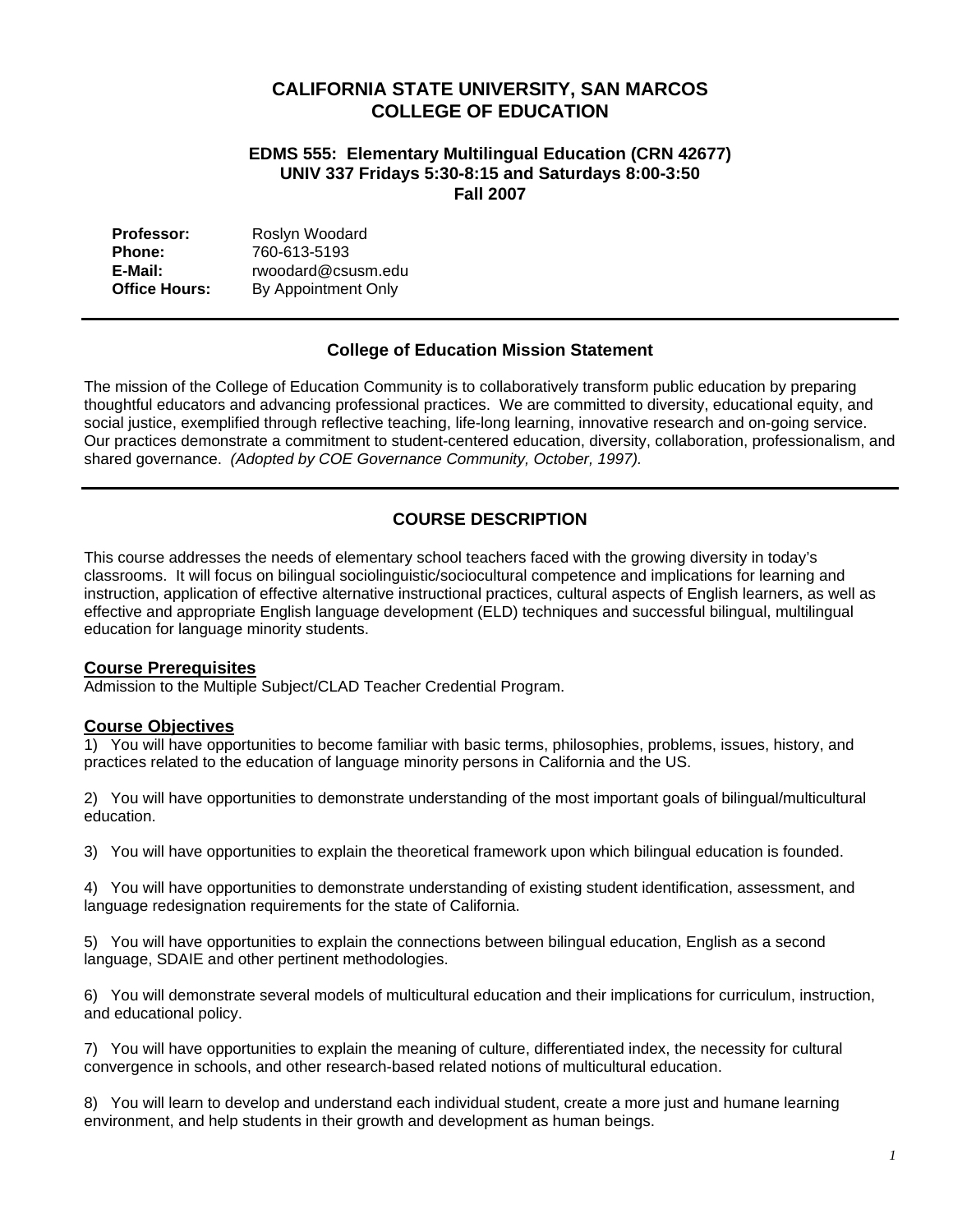# CALIFORNIA STATE UNIVERSITY, SAN MARCOS
# COLLEGE OF EDUCATION

### EDMS 555: Elementary Multilingual Education (CRN 42677)
### UNIV 337 Fridays 5:30-8:15 and Saturdays 8:00-3:50
### Fall 2007

| | |
|---|---|
| **Professor:** | Roslyn Woodard |
| **Phone:** | 760-613-5193 |
| **E-Mail:** | rwoodard@csusm.edu |
| **Office Hours:** | By Appointment Only |

---

## College of Education Mission Statement

The mission of the College of Education Community is to collaboratively transform public education by preparing thoughtful educators and advancing professional practices. We are committed to diversity, educational equity, and social justice, exemplified through reflective teaching, life-long learning, innovative research and on-going service. Our practices demonstrate a commitment to student-centered education, diversity, collaboration, professionalism, and shared governance. *(Adopted by COE Governance Community, October, 1997).*

---

## COURSE DESCRIPTION

This course addresses the needs of elementary school teachers faced with the growing diversity in today's classrooms. It will focus on bilingual sociolinguistic/sociocultural competence and implications for learning and instruction, application of effective alternative instructional practices, cultural aspects of English learners, as well as effective and appropriate English language development (ELD) techniques and successful bilingual, multilingual education for language minority students.

### Course Prerequisites

Admission to the Multiple Subject/CLAD Teacher Credential Program.

### Course Objectives

1) You will have opportunities to become familiar with basic terms, philosophies, problems, issues, history, and practices related to the education of language minority persons in California and the US.

2) You will have opportunities to demonstrate understanding of the most important goals of bilingual/multicultural education.

3) You will have opportunities to explain the theoretical framework upon which bilingual education is founded.

4) You will have opportunities to demonstrate understanding of existing student identification, assessment, and language redesignation requirements for the state of California.

5) You will have opportunities to explain the connections between bilingual education, English as a second language, SDAIE and other pertinent methodologies.

6) You will demonstrate several models of multicultural education and their implications for curriculum, instruction, and educational policy.

7) You will have opportunities to explain the meaning of culture, differentiated index, the necessity for cultural convergence in schools, and other research-based related notions of multicultural education.

8) You will learn to develop and understand each individual student, create a more just and humane learning environment, and help students in their growth and development as human beings.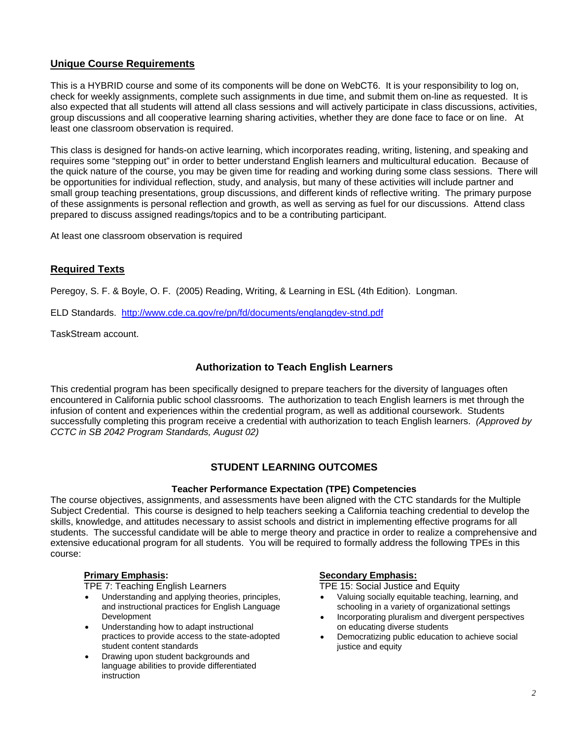## Unique Course Requirements

This is a HYBRID course and some of its components will be done on WebCT6. It is your responsibility to log on, check for weekly assignments, complete such assignments in due time, and submit them on-line as requested. It is also expected that all students will attend all class sessions and will actively participate in class discussions, activities, group discussions and all cooperative learning sharing activities, whether they are done face to face or on line. At least one classroom observation is required.

This class is designed for hands-on active learning, which incorporates reading, writing, listening, and speaking and requires some "stepping out" in order to better understand English learners and multicultural education. Because of the quick nature of the course, you may be given time for reading and working during some class sessions. There will be opportunities for individual reflection, study, and analysis, but many of these activities will include partner and small group teaching presentations, group discussions, and different kinds of reflective writing. The primary purpose of these assignments is personal reflection and growth, as well as serving as fuel for our discussions. Attend class prepared to discuss assigned readings/topics and to be a contributing participant.

At least one classroom observation is required

## Required Texts

Peregoy, S. F. & Boyle, O. F. (2005) Reading, Writing, & Learning in ESL (4th Edition). Longman.

ELD Standards. http://www.cde.ca.gov/re/pn/fd/documents/englangdev-stnd.pdf

TaskStream account.

## Authorization to Teach English Learners

This credential program has been specifically designed to prepare teachers for the diversity of languages often encountered in California public school classrooms. The authorization to teach English learners is met through the infusion of content and experiences within the credential program, as well as additional coursework. Students successfully completing this program receive a credential with authorization to teach English learners. *(Approved by CCTC in SB 2042 Program Standards, August 02)*

## STUDENT LEARNING OUTCOMES

### Teacher Performance Expectation (TPE) Competencies

The course objectives, assignments, and assessments have been aligned with the CTC standards for the Multiple Subject Credential. This course is designed to help teachers seeking a California teaching credential to develop the skills, knowledge, and attitudes necessary to assist schools and district in implementing effective programs for all students. The successful candidate will be able to merge theory and practice in order to realize a comprehensive and extensive educational program for all students. You will be required to formally address the following TPEs in this course:

**Primary Emphasis:**

TPE 7: Teaching English Learners

- Understanding and applying theories, principles, and instructional practices for English Language Development
- Understanding how to adapt instructional practices to provide access to the state-adopted student content standards
- Drawing upon student backgrounds and language abilities to provide differentiated instruction

**Secondary Emphasis:**

TPE 15: Social Justice and Equity

- Valuing socially equitable teaching, learning, and schooling in a variety of organizational settings
- Incorporating pluralism and divergent perspectives on educating diverse students
- Democratizing public education to achieve social justice and equity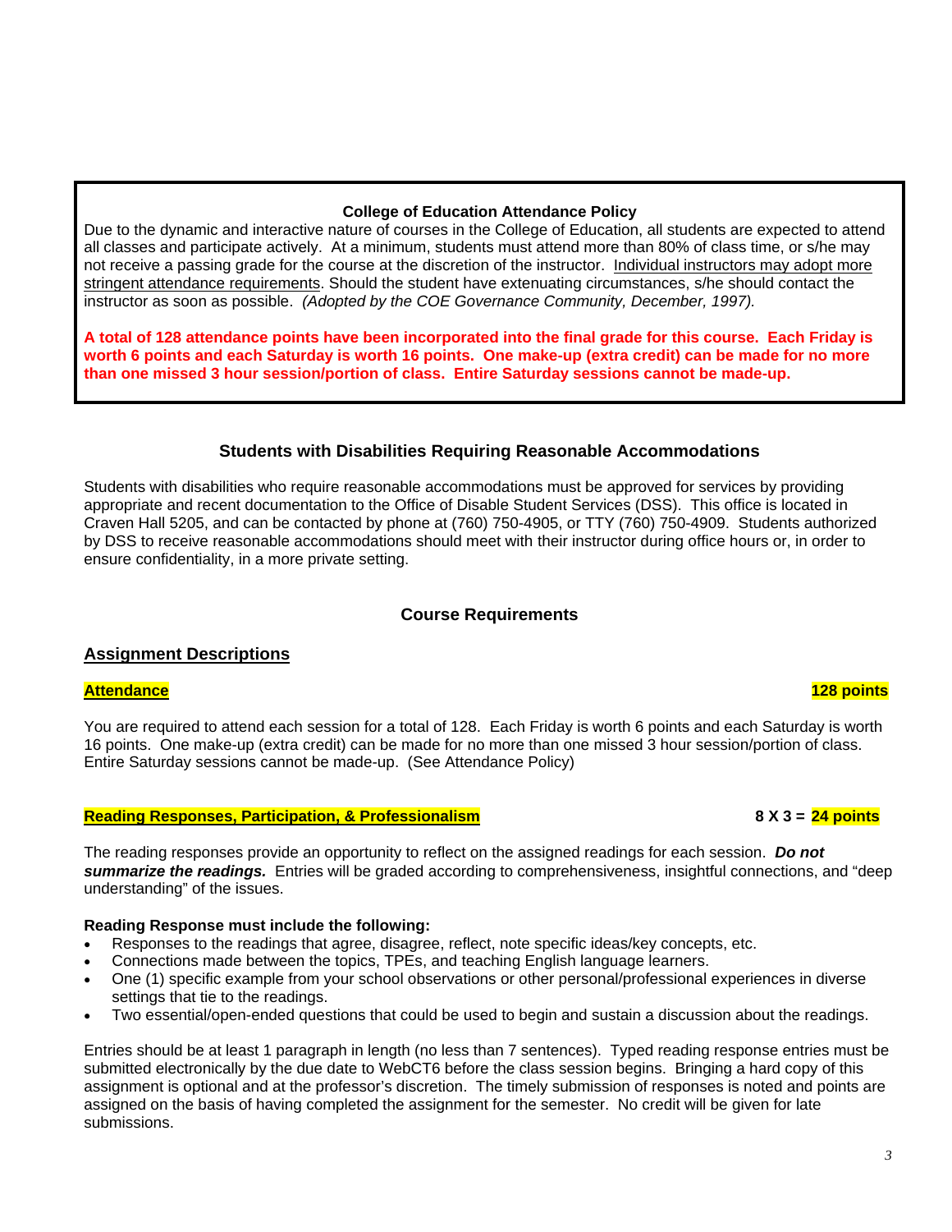**College of Education Attendance Policy**

Due to the dynamic and interactive nature of courses in the College of Education, all students are expected to attend all classes and participate actively. At a minimum, students must attend more than 80% of class time, or s/he may not receive a passing grade for the course at the discretion of the instructor. Individual instructors may adopt more stringent attendance requirements. Should the student have extenuating circumstances, s/he should contact the instructor as soon as possible. *(Adopted by the COE Governance Community, December, 1997).*

**A total of 128 attendance points have been incorporated into the final grade for this course. Each Friday is worth 6 points and each Saturday is worth 16 points. One make-up (extra credit) can be made for no more than one missed 3 hour session/portion of class. Entire Saturday sessions cannot be made-up.**

## Students with Disabilities Requiring Reasonable Accommodations

Students with disabilities who require reasonable accommodations must be approved for services by providing appropriate and recent documentation to the Office of Disable Student Services (DSS). This office is located in Craven Hall 5205, and can be contacted by phone at (760) 750-4905, or TTY (760) 750-4909. Students authorized by DSS to receive reasonable accommodations should meet with their instructor during office hours or, in order to ensure confidentiality, in a more private setting.

## Course Requirements

### Assignment Descriptions

**Attendance** — **128 points**

You are required to attend each session for a total of 128. Each Friday is worth 6 points and each Saturday is worth 16 points. One make-up (extra credit) can be made for no more than one missed 3 hour session/portion of class. Entire Saturday sessions cannot be made-up. (See Attendance Policy)

**Reading Responses, Participation, & Professionalism** — **8 X 3 = 24 points**

The reading responses provide an opportunity to reflect on the assigned readings for each session. ***Do not summarize the readings.*** Entries will be graded according to comprehensiveness, insightful connections, and "deep understanding" of the issues.

**Reading Response must include the following:**

- Responses to the readings that agree, disagree, reflect, note specific ideas/key concepts, etc.
- Connections made between the topics, TPEs, and teaching English language learners.
- One (1) specific example from your school observations or other personal/professional experiences in diverse settings that tie to the readings.
- Two essential/open-ended questions that could be used to begin and sustain a discussion about the readings.

Entries should be at least 1 paragraph in length (no less than 7 sentences). Typed reading response entries must be submitted electronically by the due date to WebCT6 before the class session begins. Bringing a hard copy of this assignment is optional and at the professor's discretion. The timely submission of responses is noted and points are assigned on the basis of having completed the assignment for the semester. No credit will be given for late submissions.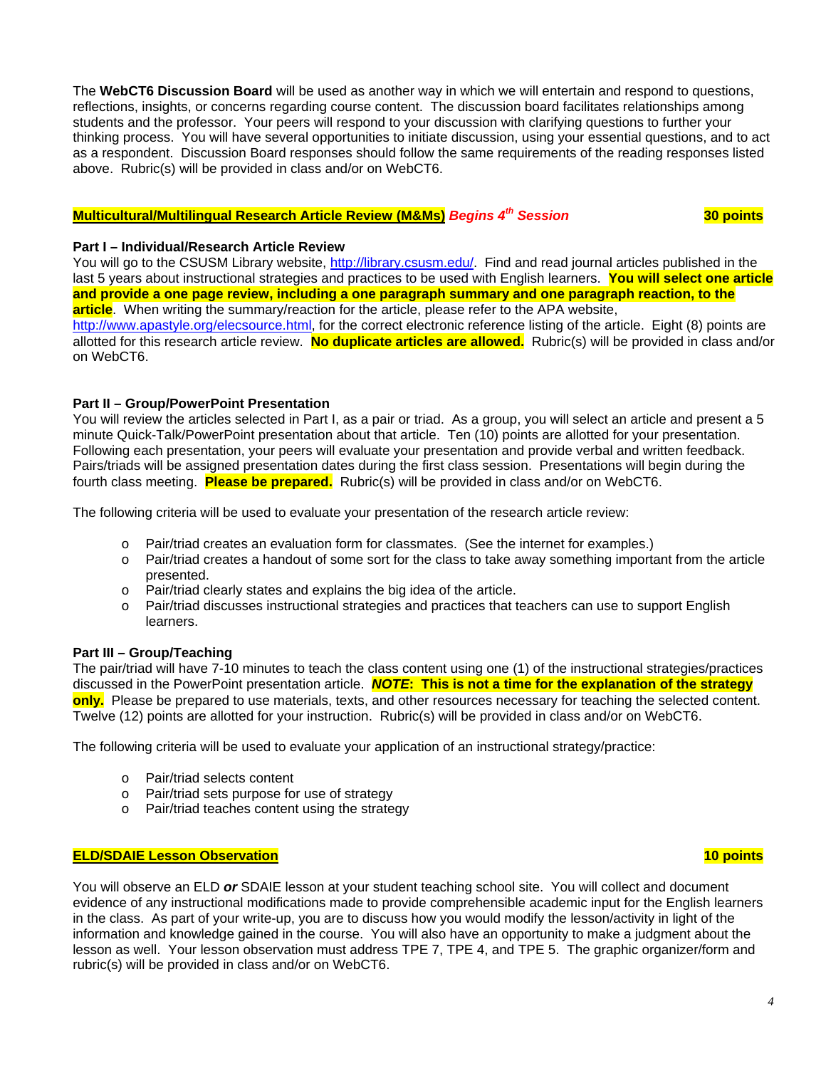The **WebCT6 Discussion Board** will be used as another way in which we will entertain and respond to questions, reflections, insights, or concerns regarding course content. The discussion board facilitates relationships among students and the professor. Your peers will respond to your discussion with clarifying questions to further your thinking process. You will have several opportunities to initiate discussion, using your essential questions, and to act as a respondent. Discussion Board responses should follow the same requirements of the reading responses listed above. Rubric(s) will be provided in class and/or on WebCT6.

**Multicultural/Multilingual Research Article Review (M&Ms)** ***Begins 4th Session*** **30 points**

**Part I – Individual/Research Article Review**
You will go to the CSUSM Library website, http://library.csusm.edu/. Find and read journal articles published in the last 5 years about instructional strategies and practices to be used with English learners. **You will select one article and provide a one page review, including a one paragraph summary and one paragraph reaction, to the article**. When writing the summary/reaction for the article, please refer to the APA website, http://www.apastyle.org/elecsource.html, for the correct electronic reference listing of the article. Eight (8) points are allotted for this research article review. **No duplicate articles are allowed.** Rubric(s) will be provided in class and/or on WebCT6.

**Part II – Group/PowerPoint Presentation**
You will review the articles selected in Part I, as a pair or triad. As a group, you will select an article and present a 5 minute Quick-Talk/PowerPoint presentation about that article. Ten (10) points are allotted for your presentation. Following each presentation, your peers will evaluate your presentation and provide verbal and written feedback. Pairs/triads will be assigned presentation dates during the first class session. Presentations will begin during the fourth class meeting. **Please be prepared.** Rubric(s) will be provided in class and/or on WebCT6.

The following criteria will be used to evaluate your presentation of the research article review:

- Pair/triad creates an evaluation form for classmates. (See the internet for examples.)
- Pair/triad creates a handout of some sort for the class to take away something important from the article presented.
- Pair/triad clearly states and explains the big idea of the article.
- Pair/triad discusses instructional strategies and practices that teachers can use to support English learners.

**Part III – Group/Teaching**
The pair/triad will have 7-10 minutes to teach the class content using one (1) of the instructional strategies/practices discussed in the PowerPoint presentation article. ***NOTE*: This is not a time for the explanation of the strategy only.** Please be prepared to use materials, texts, and other resources necessary for teaching the selected content. Twelve (12) points are allotted for your instruction. Rubric(s) will be provided in class and/or on WebCT6.

The following criteria will be used to evaluate your application of an instructional strategy/practice:

- Pair/triad selects content
- Pair/triad sets purpose for use of strategy
- Pair/triad teaches content using the strategy

**ELD/SDAIE Lesson Observation** **10 points**

You will observe an ELD ***or*** SDAIE lesson at your student teaching school site. You will collect and document evidence of any instructional modifications made to provide comprehensible academic input for the English learners in the class. As part of your write-up, you are to discuss how you would modify the lesson/activity in light of the information and knowledge gained in the course. You will also have an opportunity to make a judgment about the lesson as well. Your lesson observation must address TPE 7, TPE 4, and TPE 5. The graphic organizer/form and rubric(s) will be provided in class and/or on WebCT6.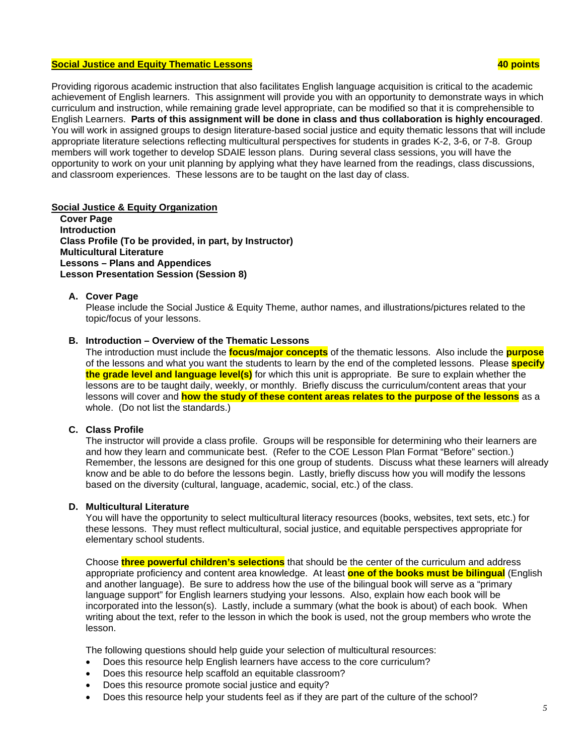**Social Justice and Equity Thematic Lessons** **40 points**

Providing rigorous academic instruction that also facilitates English language acquisition is critical to the academic achievement of English learners. This assignment will provide you with an opportunity to demonstrate ways in which curriculum and instruction, while remaining grade level appropriate, can be modified so that it is comprehensible to English Learners. **Parts of this assignment will be done in class and thus collaboration is highly encouraged**. You will work in assigned groups to design literature-based social justice and equity thematic lessons that will include appropriate literature selections reflecting multicultural perspectives for students in grades K-2, 3-6, or 7-8. Group members will work together to develop SDAIE lesson plans. During several class sessions, you will have the opportunity to work on your unit planning by applying what they have learned from the readings, class discussions, and classroom experiences. These lessons are to be taught on the last day of class.

**Social Justice & Equity Organization**

**Cover Page**
**Introduction**
**Class Profile (To be provided, in part, by Instructor)**
**Multicultural Literature**
**Lessons – Plans and Appendices**
**Lesson Presentation Session (Session 8)**

**A. Cover Page**

Please include the Social Justice & Equity Theme, author names, and illustrations/pictures related to the topic/focus of your lessons.

**B. Introduction – Overview of the Thematic Lessons**

The introduction must include the **focus/major concepts** of the thematic lessons. Also include the **purpose** of the lessons and what you want the students to learn by the end of the completed lessons. Please **specify the grade level and language level(s)** for which this unit is appropriate. Be sure to explain whether the lessons are to be taught daily, weekly, or monthly. Briefly discuss the curriculum/content areas that your lessons will cover and **how the study of these content areas relates to the purpose of the lessons** as a whole. (Do not list the standards.)

**C. Class Profile**

The instructor will provide a class profile. Groups will be responsible for determining who their learners are and how they learn and communicate best. (Refer to the COE Lesson Plan Format "Before" section.) Remember, the lessons are designed for this one group of students. Discuss what these learners will already know and be able to do before the lessons begin. Lastly, briefly discuss how you will modify the lessons based on the diversity (cultural, language, academic, social, etc.) of the class.

**D. Multicultural Literature**

You will have the opportunity to select multicultural literacy resources (books, websites, text sets, etc.) for these lessons. They must reflect multicultural, social justice, and equitable perspectives appropriate for elementary school students.

Choose **three powerful children's selections** that should be the center of the curriculum and address appropriate proficiency and content area knowledge. At least **one of the books must be bilingual** (English and another language). Be sure to address how the use of the bilingual book will serve as a "primary language support" for English learners studying your lessons. Also, explain how each book will be incorporated into the lesson(s). Lastly, include a summary (what the book is about) of each book. When writing about the text, refer to the lesson in which the book is used, not the group members who wrote the lesson.

The following questions should help guide your selection of multicultural resources:

- Does this resource help English learners have access to the core curriculum?
- Does this resource help scaffold an equitable classroom?
- Does this resource promote social justice and equity?
- Does this resource help your students feel as if they are part of the culture of the school?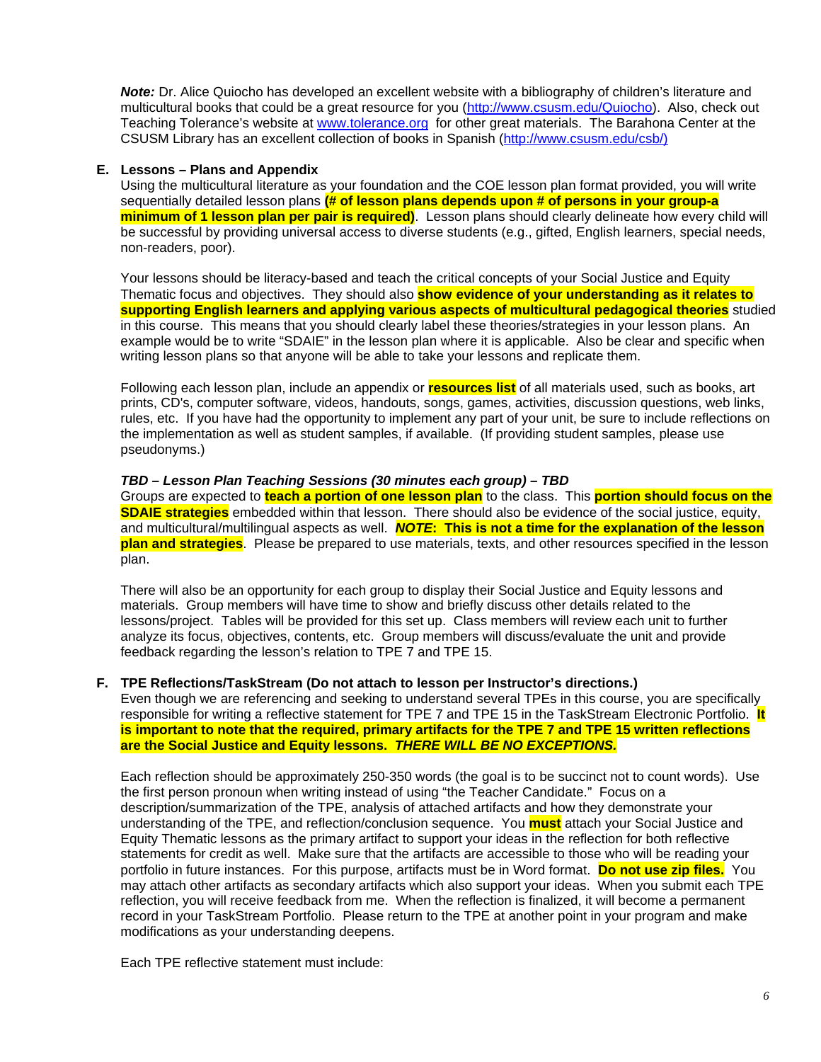***Note:*** Dr. Alice Quiocho has developed an excellent website with a bibliography of children's literature and multicultural books that could be a great resource for you (http://www.csusm.edu/Quiocho). Also, check out Teaching Tolerance's website at www.tolerance.org for other great materials. The Barahona Center at the CSUSM Library has an excellent collection of books in Spanish (http://www.csusm.edu/csb/)

**E. Lessons – Plans and Appendix**

Using the multicultural literature as your foundation and the COE lesson plan format provided, you will write sequentially detailed lesson plans **(# of lesson plans depends upon # of persons in your group-a minimum of 1 lesson plan per pair is required)**. Lesson plans should clearly delineate how every child will be successful by providing universal access to diverse students (e.g., gifted, English learners, special needs, non-readers, poor).

Your lessons should be literacy-based and teach the critical concepts of your Social Justice and Equity Thematic focus and objectives. They should also **show evidence of your understanding as it relates to supporting English learners and applying various aspects of multicultural pedagogical theories** studied in this course. This means that you should clearly label these theories/strategies in your lesson plans. An example would be to write "SDAIE" in the lesson plan where it is applicable. Also be clear and specific when writing lesson plans so that anyone will be able to take your lessons and replicate them.

Following each lesson plan, include an appendix or **resources list** of all materials used, such as books, art prints, CD's, computer software, videos, handouts, songs, games, activities, discussion questions, web links, rules, etc. If you have had the opportunity to implement any part of your unit, be sure to include reflections on the implementation as well as student samples, if available. (If providing student samples, please use pseudonyms.)

***TBD – Lesson Plan Teaching Sessions (30 minutes each group) – TBD***

Groups are expected to **teach a portion of one lesson plan** to the class. This **portion should focus on the SDAIE strategies** embedded within that lesson. There should also be evidence of the social justice, equity, and multicultural/multilingual aspects as well. ***NOTE*: This is not a time for the explanation of the lesson plan and strategies**. Please be prepared to use materials, texts, and other resources specified in the lesson plan.

There will also be an opportunity for each group to display their Social Justice and Equity lessons and materials. Group members will have time to show and briefly discuss other details related to the lessons/project. Tables will be provided for this set up. Class members will review each unit to further analyze its focus, objectives, contents, etc. Group members will discuss/evaluate the unit and provide feedback regarding the lesson's relation to TPE 7 and TPE 15.

**F. TPE Reflections/TaskStream (Do not attach to lesson per Instructor's directions.)**

Even though we are referencing and seeking to understand several TPEs in this course, you are specifically responsible for writing a reflective statement for TPE 7 and TPE 15 in the TaskStream Electronic Portfolio. **It is important to note that the required, primary artifacts for the TPE 7 and TPE 15 written reflections are the Social Justice and Equity lessons. *THERE WILL BE NO EXCEPTIONS.***

Each reflection should be approximately 250-350 words (the goal is to be succinct not to count words). Use the first person pronoun when writing instead of using "the Teacher Candidate." Focus on a description/summarization of the TPE, analysis of attached artifacts and how they demonstrate your understanding of the TPE, and reflection/conclusion sequence. You **must** attach your Social Justice and Equity Thematic lessons as the primary artifact to support your ideas in the reflection for both reflective statements for credit as well. Make sure that the artifacts are accessible to those who will be reading your portfolio in future instances. For this purpose, artifacts must be in Word format. **Do not use zip files.** You may attach other artifacts as secondary artifacts which also support your ideas. When you submit each TPE reflection, you will receive feedback from me. When the reflection is finalized, it will become a permanent record in your TaskStream Portfolio. Please return to the TPE at another point in your program and make modifications as your understanding deepens.

Each TPE reflective statement must include: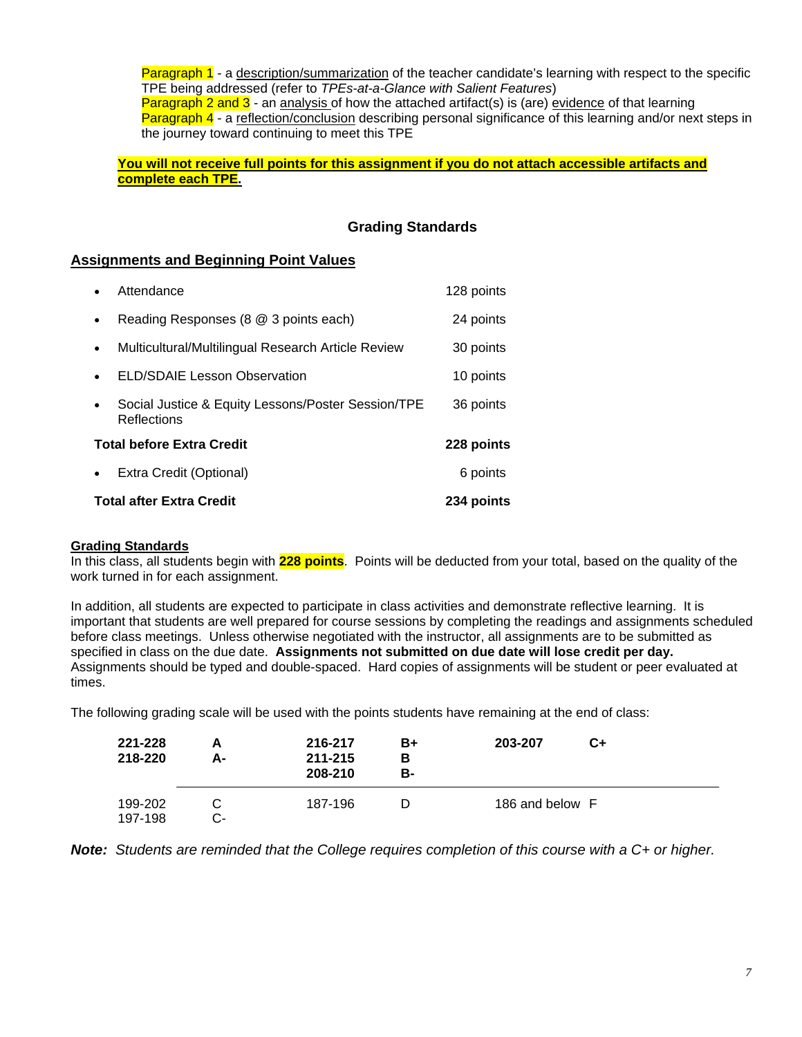Paragraph 1 - a description/summarization of the teacher candidate's learning with respect to the specific TPE being addressed (refer to *TPEs-at-a-Glance with Salient Features*)
Paragraph 2 and 3 - an analysis of how the attached artifact(s) is (are) evidence of that learning
Paragraph 4 - a reflection/conclusion describing personal significance of this learning and/or next steps in the journey toward continuing to meet this TPE

**You will not receive full points for this assignment if you do not attach accessible artifacts and complete each TPE.**

## Grading Standards

### Assignments and Beginning Point Values

| | |
|---|---|
| • Attendance | 128 points |
| • Reading Responses (8 @ 3 points each) | 24 points |
| • Multicultural/Multilingual Research Article Review | 30 points |
| • ELD/SDAIE Lesson Observation | 10 points |
| • Social Justice & Equity Lessons/Poster Session/TPE Reflections | 36 points |
| **Total before Extra Credit** | **228 points** |
| • Extra Credit (Optional) | 6 points |
| **Total after Extra Credit** | **234 points** |

### Grading Standards

In this class, all students begin with **228 points**. Points will be deducted from your total, based on the quality of the work turned in for each assignment.

In addition, all students are expected to participate in class activities and demonstrate reflective learning. It is important that students are well prepared for course sessions by completing the readings and assignments scheduled before class meetings. Unless otherwise negotiated with the instructor, all assignments are to be submitted as specified in class on the due date. **Assignments not submitted on due date will lose credit per day.** Assignments should be typed and double-spaced. Hard copies of assignments will be student or peer evaluated at times.

The following grading scale will be used with the points students have remaining at the end of class:

| | | | | | |
|---|---|---|---|---|---|
| **221-228** | **A** | **216-217** | **B+** | **203-207** | **C+** |
| **218-220** | **A-** | **211-215** | **B** | | |
| | | **208-210** | **B-** | | |
| 199-202 | C | 187-196 | D | 186 and below | F |
| 197-198 | C- | | | | |

***Note:*** *Students are reminded that the College requires completion of this course with a C+ or higher.*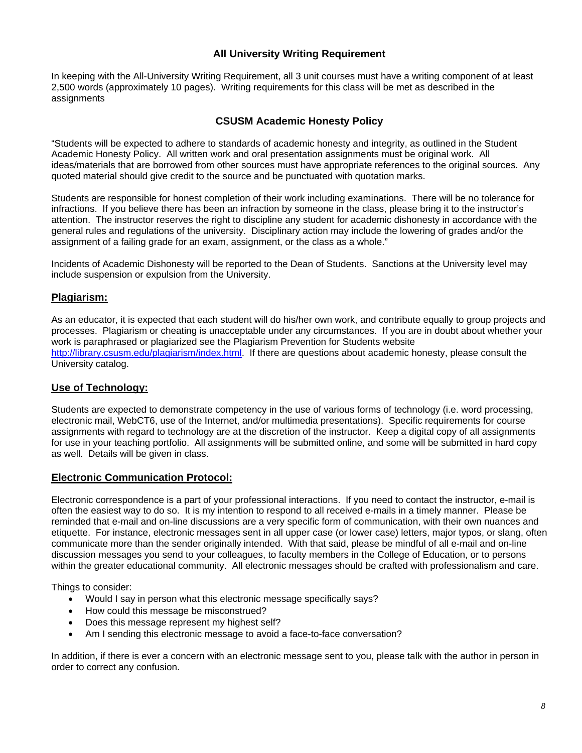## All University Writing Requirement

In keeping with the All-University Writing Requirement, all 3 unit courses must have a writing component of at least 2,500 words (approximately 10 pages). Writing requirements for this class will be met as described in the assignments

## CSUSM Academic Honesty Policy

"Students will be expected to adhere to standards of academic honesty and integrity, as outlined in the Student Academic Honesty Policy. All written work and oral presentation assignments must be original work. All ideas/materials that are borrowed from other sources must have appropriate references to the original sources. Any quoted material should give credit to the source and be punctuated with quotation marks.

Students are responsible for honest completion of their work including examinations. There will be no tolerance for infractions. If you believe there has been an infraction by someone in the class, please bring it to the instructor's attention. The instructor reserves the right to discipline any student for academic dishonesty in accordance with the general rules and regulations of the university. Disciplinary action may include the lowering of grades and/or the assignment of a failing grade for an exam, assignment, or the class as a whole."

Incidents of Academic Dishonesty will be reported to the Dean of Students. Sanctions at the University level may include suspension or expulsion from the University.

### Plagiarism:

As an educator, it is expected that each student will do his/her own work, and contribute equally to group projects and processes. Plagiarism or cheating is unacceptable under any circumstances. If you are in doubt about whether your work is paraphrased or plagiarized see the Plagiarism Prevention for Students website http://library.csusm.edu/plagiarism/index.html. If there are questions about academic honesty, please consult the University catalog.

### Use of Technology:

Students are expected to demonstrate competency in the use of various forms of technology (i.e. word processing, electronic mail, WebCT6, use of the Internet, and/or multimedia presentations). Specific requirements for course assignments with regard to technology are at the discretion of the instructor. Keep a digital copy of all assignments for use in your teaching portfolio. All assignments will be submitted online, and some will be submitted in hard copy as well. Details will be given in class.

### Electronic Communication Protocol:

Electronic correspondence is a part of your professional interactions. If you need to contact the instructor, e-mail is often the easiest way to do so. It is my intention to respond to all received e-mails in a timely manner. Please be reminded that e-mail and on-line discussions are a very specific form of communication, with their own nuances and etiquette. For instance, electronic messages sent in all upper case (or lower case) letters, major typos, or slang, often communicate more than the sender originally intended. With that said, please be mindful of all e-mail and on-line discussion messages you send to your colleagues, to faculty members in the College of Education, or to persons within the greater educational community. All electronic messages should be crafted with professionalism and care.

Things to consider:

- Would I say in person what this electronic message specifically says?
- How could this message be misconstrued?
- Does this message represent my highest self?
- Am I sending this electronic message to avoid a face-to-face conversation?

In addition, if there is ever a concern with an electronic message sent to you, please talk with the author in person in order to correct any confusion.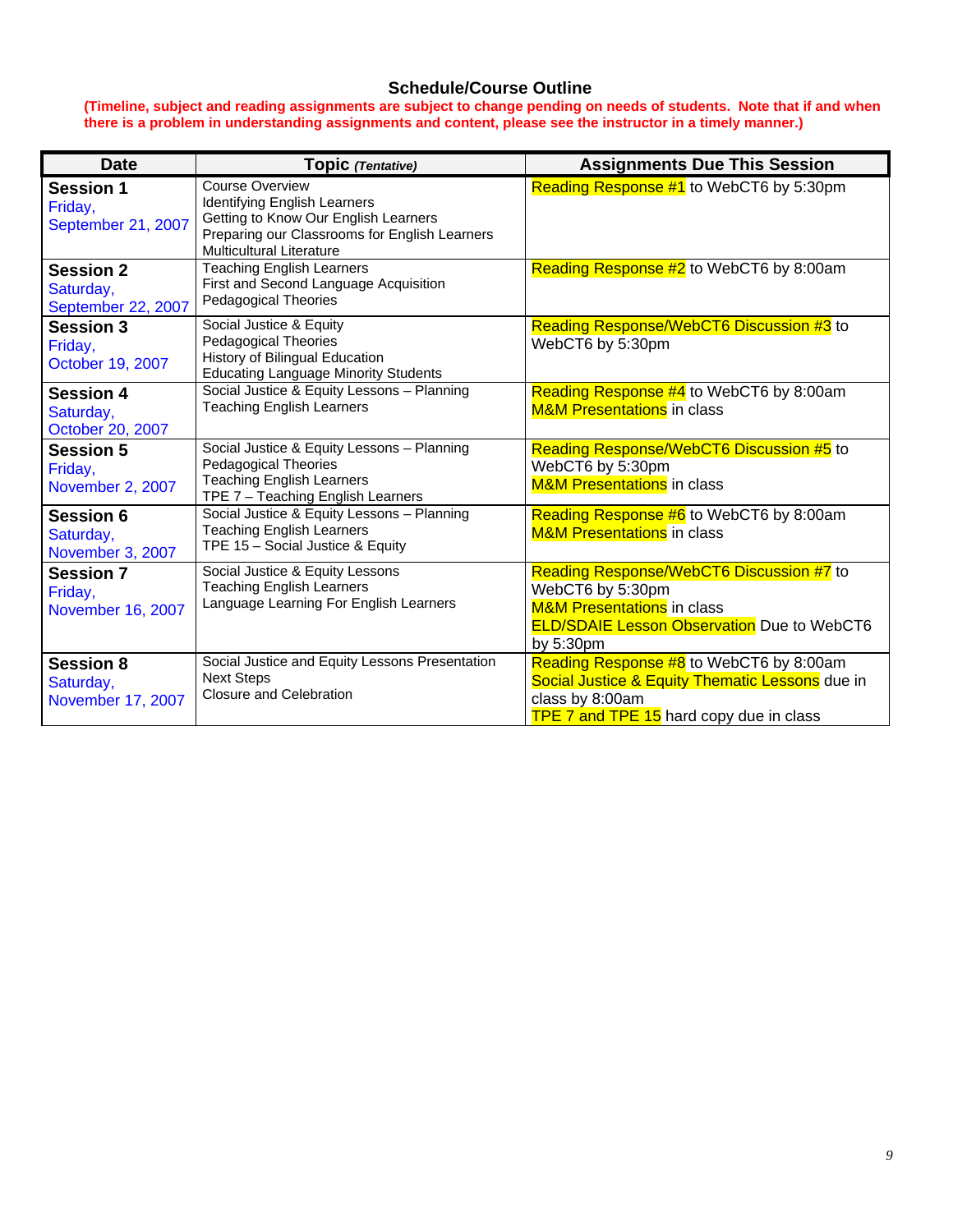## Schedule/Course Outline

**(Timeline, subject and reading assignments are subject to change pending on needs of students. Note that if and when there is a problem in understanding assignments and content, please see the instructor in a timely manner.)**

| Date | Topic *(Tentative)* | Assignments Due This Session |
|---|---|---|
| **Session 1** Friday, September 21, 2007 | Course Overview<br>Identifying English Learners<br>Getting to Know Our English Learners<br>Preparing our Classrooms for English Learners<br>Multicultural Literature | Reading Response #1 to WebCT6 by 5:30pm |
| **Session 2** Saturday, September 22, 2007 | Teaching English Learners<br>First and Second Language Acquisition<br>Pedagogical Theories | Reading Response #2 to WebCT6 by 8:00am |
| **Session 3** Friday, October 19, 2007 | Social Justice & Equity<br>Pedagogical Theories<br>History of Bilingual Education<br>Educating Language Minority Students | Reading Response/WebCT6 Discussion #3 to WebCT6 by 5:30pm |
| **Session 4** Saturday, October 20, 2007 | Social Justice & Equity Lessons – Planning<br>Teaching English Learners | Reading Response #4 to WebCT6 by 8:00am<br>M&M Presentations in class |
| **Session 5** Friday, November 2, 2007 | Social Justice & Equity Lessons – Planning<br>Pedagogical Theories<br>Teaching English Learners<br>TPE 7 – Teaching English Learners | Reading Response/WebCT6 Discussion #5 to WebCT6 by 5:30pm<br>M&M Presentations in class |
| **Session 6** Saturday, November 3, 2007 | Social Justice & Equity Lessons – Planning<br>Teaching English Learners<br>TPE 15 – Social Justice & Equity | Reading Response #6 to WebCT6 by 8:00am<br>M&M Presentations in class |
| **Session 7** Friday, November 16, 2007 | Social Justice & Equity Lessons<br>Teaching English Learners<br>Language Learning For English Learners | Reading Response/WebCT6 Discussion #7 to WebCT6 by 5:30pm<br>M&M Presentations in class<br>ELD/SDAIE Lesson Observation Due to WebCT6 by 5:30pm |
| **Session 8** Saturday, November 17, 2007 | Social Justice and Equity Lessons Presentation<br>Next Steps<br>Closure and Celebration | Reading Response #8 to WebCT6 by 8:00am<br>Social Justice & Equity Thematic Lessons due in class by 8:00am<br>TPE 7 and TPE 15 hard copy due in class |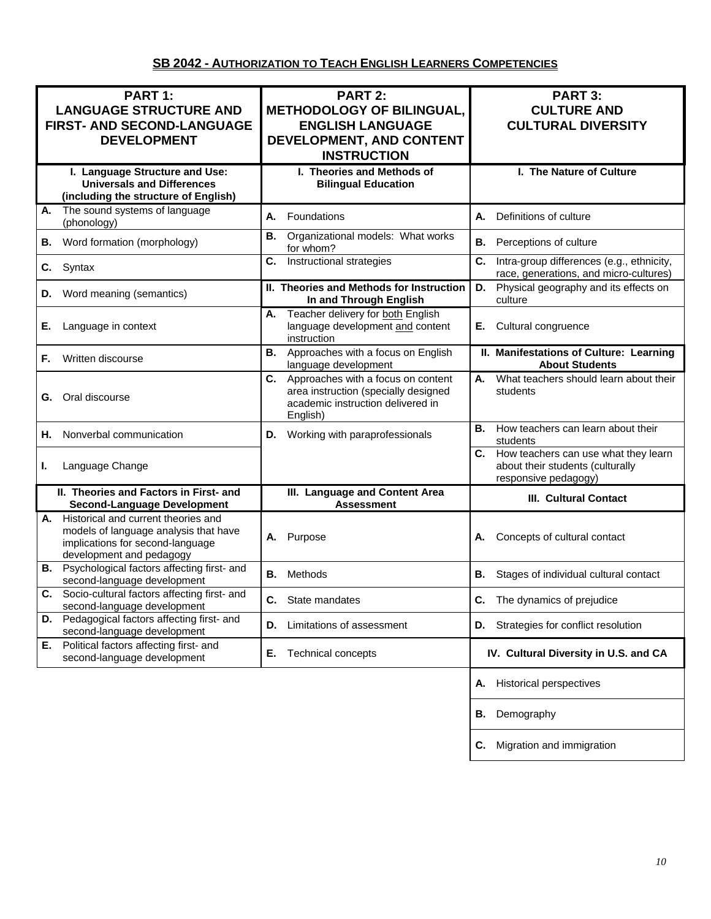## SB 2042 - AUTHORIZATION TO TEACH ENGLISH LEARNERS COMPETENCIES

| PART 1: LANGUAGE STRUCTURE AND FIRST- AND SECOND-LANGUAGE DEVELOPMENT | PART 2: METHODOLOGY OF BILINGUAL, ENGLISH LANGUAGE DEVELOPMENT, AND CONTENT INSTRUCTION | PART 3: CULTURE AND CULTURAL DIVERSITY |
|---|---|---|
| **I. Language Structure and Use: Universals and Differences (including the structure of English)** | **I. Theories and Methods of Bilingual Education** | **I. The Nature of Culture** |
| **A.** The sound systems of language (phonology) | **A.** Foundations | **A.** Definitions of culture |
| **B.** Word formation (morphology) | **B.** Organizational models: What works for whom? | **B.** Perceptions of culture |
| **C.** Syntax | **C.** Instructional strategies | **C.** Intra-group differences (e.g., ethnicity, race, generations, and micro-cultures) |
| **D.** Word meaning (semantics) | **II. Theories and Methods for Instruction In and Through English** | **D.** Physical geography and its effects on culture |
| **E.** Language in context | **A.** Teacher delivery for both English language development and content instruction | **E.** Cultural congruence |
| **F.** Written discourse | **B.** Approaches with a focus on English language development | **II. Manifestations of Culture: Learning About Students** |
| **G.** Oral discourse | **C.** Approaches with a focus on content area instruction (specially designed academic instruction delivered in English) | **A.** What teachers should learn about their students |
| **H.** Nonverbal communication | **D.** Working with paraprofessionals | **B.** How teachers can learn about their students |
| **I.** Language Change | | **C.** How teachers can use what they learn about their students (culturally responsive pedagogy) |
| **II. Theories and Factors in First- and Second-Language Development** | **III. Language and Content Area Assessment** | **III. Cultural Contact** |
| **A.** Historical and current theories and models of language analysis that have implications for second-language development and pedagogy | **A.** Purpose | **A.** Concepts of cultural contact |
| **B.** Psychological factors affecting first- and second-language development | **B.** Methods | **B.** Stages of individual cultural contact |
| **C.** Socio-cultural factors affecting first- and second-language development | **C.** State mandates | **C.** The dynamics of prejudice |
| **D.** Pedagogical factors affecting first- and second-language development | **D.** Limitations of assessment | **D.** Strategies for conflict resolution |
| **E.** Political factors affecting first- and second-language development | **E.** Technical concepts | **IV. Cultural Diversity in U.S. and CA** |
| | | **A.** Historical perspectives |
| | | **B.** Demography |
| | | **C.** Migration and immigration |